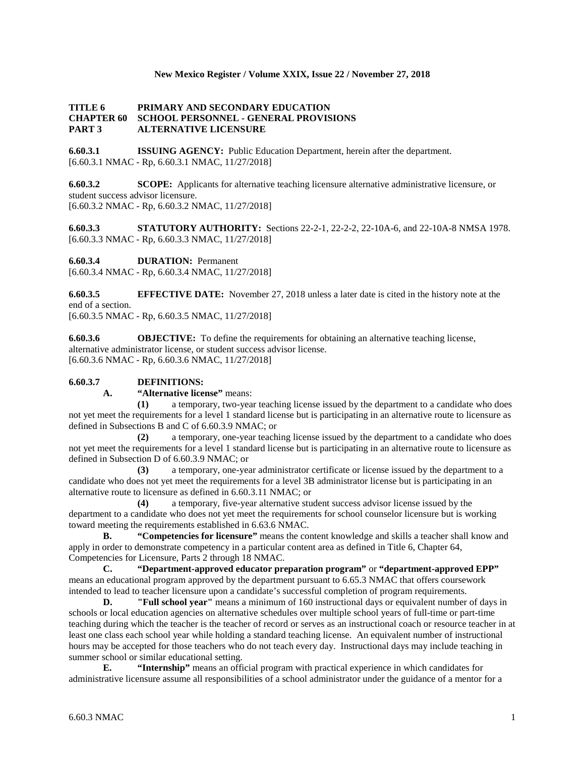**TITLE 6 PRIMARY AND SECONDARY EDUCATION**
**CHAPTER 60 SCHOOL PERSONNEL - GENERAL PROVISIONS**
**PART 3 ALTERNATIVE LICENSURE**

**6.60.3.1 ISSUING AGENCY:** Public Education Department, herein after the department.
[6.60.3.1 NMAC - Rp, 6.60.3.1 NMAC, 11/27/2018]

**6.60.3.2 SCOPE:** Applicants for alternative teaching licensure alternative administrative licensure, or student success advisor licensure.
[6.60.3.2 NMAC - Rp, 6.60.3.2 NMAC, 11/27/2018]

**6.60.3.3 STATUTORY AUTHORITY:** Sections 22-2-1, 22-2-2, 22-10A-6, and 22-10A-8 NMSA 1978.
[6.60.3.3 NMAC - Rp, 6.60.3.3 NMAC, 11/27/2018]

**6.60.3.4 DURATION:** Permanent
[6.60.3.4 NMAC - Rp, 6.60.3.4 NMAC, 11/27/2018]

**6.60.3.5 EFFECTIVE DATE:** November 27, 2018 unless a later date is cited in the history note at the end of a section.
[6.60.3.5 NMAC - Rp, 6.60.3.5 NMAC, 11/27/2018]

**6.60.3.6 OBJECTIVE:** To define the requirements for obtaining an alternative teaching license, alternative administrator license, or student success advisor license.
[6.60.3.6 NMAC - Rp, 6.60.3.6 NMAC, 11/27/2018]

**6.60.3.7 DEFINITIONS:**

**A. "Alternative license"** means:

**(1)** a temporary, two-year teaching license issued by the department to a candidate who does not yet meet the requirements for a level 1 standard license but is participating in an alternative route to licensure as defined in Subsections B and C of 6.60.3.9 NMAC; or

**(2)** a temporary, one-year teaching license issued by the department to a candidate who does not yet meet the requirements for a level 1 standard license but is participating in an alternative route to licensure as defined in Subsection D of 6.60.3.9 NMAC; or

**(3)** a temporary, one-year administrator certificate or license issued by the department to a candidate who does not yet meet the requirements for a level 3B administrator license but is participating in an alternative route to licensure as defined in 6.60.3.11 NMAC; or

**(4)** a temporary, five-year alternative student success advisor license issued by the department to a candidate who does not yet meet the requirements for school counselor licensure but is working toward meeting the requirements established in 6.63.6 NMAC.

**B. "Competencies for licensure"** means the content knowledge and skills a teacher shall know and apply in order to demonstrate competency in a particular content area as defined in Title 6, Chapter 64, Competencies for Licensure, Parts 2 through 18 NMAC.

**C. "Department-approved educator preparation program"** or **"department-approved EPP"** means an educational program approved by the department pursuant to 6.65.3 NMAC that offers coursework intended to lead to teacher licensure upon a candidate's successful completion of program requirements.

**D. "Full school year"** means a minimum of 160 instructional days or equivalent number of days in schools or local education agencies on alternative schedules over multiple school years of full-time or part-time teaching during which the teacher is the teacher of record or serves as an instructional coach or resource teacher in at least one class each school year while holding a standard teaching license. An equivalent number of instructional hours may be accepted for those teachers who do not teach every day. Instructional days may include teaching in summer school or similar educational setting.

**E. "Internship"** means an official program with practical experience in which candidates for administrative licensure assume all responsibilities of a school administrator under the guidance of a mentor for a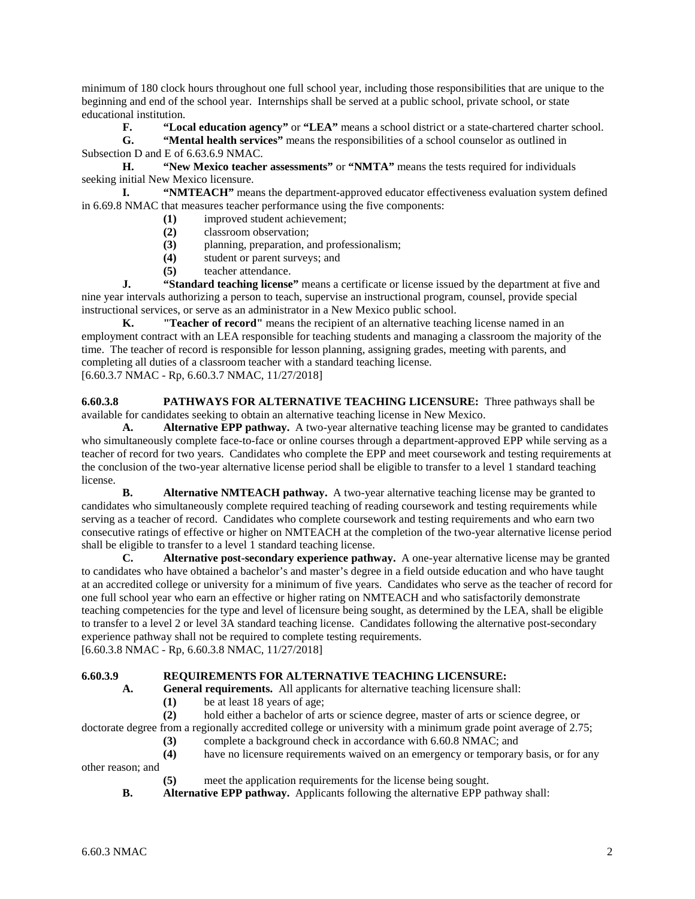minimum of 180 clock hours throughout one full school year, including those responsibilities that are unique to the beginning and end of the school year. Internships shall be served at a public school, private school, or state educational institution.

**F.** **"Local education agency"** or **"LEA"** means a school district or a state-chartered charter school.

**G.** **"Mental health services"** means the responsibilities of a school counselor as outlined in Subsection D and E of 6.63.6.9 NMAC.

**H.** **"New Mexico teacher assessments"** or **"NMTA"** means the tests required for individuals seeking initial New Mexico licensure.

**I.** **"NMTEACH"** means the department-approved educator effectiveness evaluation system defined in 6.69.8 NMAC that measures teacher performance using the five components:

**(1)** improved student achievement;
**(2)** classroom observation;
**(3)** planning, preparation, and professionalism;
**(4)** student or parent surveys; and
**(5)** teacher attendance.

**J.** **"Standard teaching license"** means a certificate or license issued by the department at five and nine year intervals authorizing a person to teach, supervise an instructional program, counsel, provide special instructional services, or serve as an administrator in a New Mexico public school.

**K.** **"Teacher of record"** means the recipient of an alternative teaching license named in an employment contract with an LEA responsible for teaching students and managing a classroom the majority of the time. The teacher of record is responsible for lesson planning, assigning grades, meeting with parents, and completing all duties of a classroom teacher with a standard teaching license.

[6.60.3.7 NMAC - Rp, 6.60.3.7 NMAC, 11/27/2018]

**6.60.3.8 PATHWAYS FOR ALTERNATIVE TEACHING LICENSURE:** Three pathways shall be available for candidates seeking to obtain an alternative teaching license in New Mexico.

**A.** **Alternative EPP pathway.** A two-year alternative teaching license may be granted to candidates who simultaneously complete face-to-face or online courses through a department-approved EPP while serving as a teacher of record for two years. Candidates who complete the EPP and meet coursework and testing requirements at the conclusion of the two-year alternative license period shall be eligible to transfer to a level 1 standard teaching license.

**B.** **Alternative NMTEACH pathway.** A two-year alternative teaching license may be granted to candidates who simultaneously complete required teaching of reading coursework and testing requirements while serving as a teacher of record. Candidates who complete coursework and testing requirements and who earn two consecutive ratings of effective or higher on NMTEACH at the completion of the two-year alternative license period shall be eligible to transfer to a level 1 standard teaching license.

**C.** **Alternative post-secondary experience pathway.** A one-year alternative license may be granted to candidates who have obtained a bachelor's and master's degree in a field outside education and who have taught at an accredited college or university for a minimum of five years. Candidates who serve as the teacher of record for one full school year who earn an effective or higher rating on NMTEACH and who satisfactorily demonstrate teaching competencies for the type and level of licensure being sought, as determined by the LEA, shall be eligible to transfer to a level 2 or level 3A standard teaching license. Candidates following the alternative post-secondary experience pathway shall not be required to complete testing requirements.

[6.60.3.8 NMAC - Rp, 6.60.3.8 NMAC, 11/27/2018]

**6.60.3.9 REQUIREMENTS FOR ALTERNATIVE TEACHING LICENSURE:**

**A.** **General requirements.** All applicants for alternative teaching licensure shall:

**(1)** be at least 18 years of age;
**(2)** hold either a bachelor of arts or science degree, master of arts or science degree, or doctorate degree from a regionally accredited college or university with a minimum grade point average of 2.75;
**(3)** complete a background check in accordance with 6.60.8 NMAC; and
**(4)** have no licensure requirements waived on an emergency or temporary basis, or for any other reason; and
**(5)** meet the application requirements for the license being sought.

**B.** **Alternative EPP pathway.** Applicants following the alternative EPP pathway shall: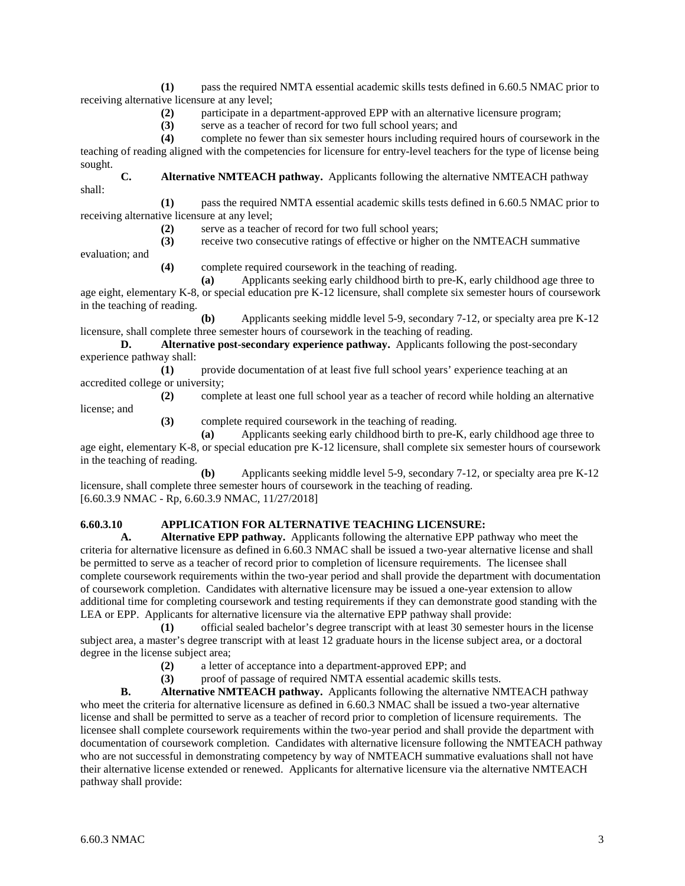**(1)** pass the required NMTA essential academic skills tests defined in 6.60.5 NMAC prior to receiving alternative licensure at any level;

**(2)** participate in a department-approved EPP with an alternative licensure program;

**(3)** serve as a teacher of record for two full school years; and

**(4)** complete no fewer than six semester hours including required hours of coursework in the teaching of reading aligned with the competencies for licensure for entry-level teachers for the type of license being sought.

**C. Alternative NMTEACH pathway.** Applicants following the alternative NMTEACH pathway shall:

**(1)** pass the required NMTA essential academic skills tests defined in 6.60.5 NMAC prior to receiving alternative licensure at any level;

**(2)** serve as a teacher of record for two full school years;

**(3)** receive two consecutive ratings of effective or higher on the NMTEACH summative evaluation; and

**(4)** complete required coursework in the teaching of reading.

**(a)** Applicants seeking early childhood birth to pre-K, early childhood age three to age eight, elementary K-8, or special education pre K-12 licensure, shall complete six semester hours of coursework in the teaching of reading.

**(b)** Applicants seeking middle level 5-9, secondary 7-12, or specialty area pre K-12 licensure, shall complete three semester hours of coursework in the teaching of reading.

**D. Alternative post-secondary experience pathway.** Applicants following the post-secondary experience pathway shall:

**(1)** provide documentation of at least five full school years' experience teaching at an accredited college or university;

**(2)** complete at least one full school year as a teacher of record while holding an alternative license; and

**(3)** complete required coursework in the teaching of reading.

**(a)** Applicants seeking early childhood birth to pre-K, early childhood age three to age eight, elementary K-8, or special education pre K-12 licensure, shall complete six semester hours of coursework in the teaching of reading.

**(b)** Applicants seeking middle level 5-9, secondary 7-12, or specialty area pre K-12 licensure, shall complete three semester hours of coursework in the teaching of reading.

[6.60.3.9 NMAC - Rp, 6.60.3.9 NMAC, 11/27/2018]

**6.60.3.10 APPLICATION FOR ALTERNATIVE TEACHING LICENSURE:**

**A. Alternative EPP pathway.** Applicants following the alternative EPP pathway who meet the criteria for alternative licensure as defined in 6.60.3 NMAC shall be issued a two-year alternative license and shall be permitted to serve as a teacher of record prior to completion of licensure requirements. The licensee shall complete coursework requirements within the two-year period and shall provide the department with documentation of coursework completion. Candidates with alternative licensure may be issued a one-year extension to allow additional time for completing coursework and testing requirements if they can demonstrate good standing with the LEA or EPP. Applicants for alternative licensure via the alternative EPP pathway shall provide:

**(1)** official sealed bachelor's degree transcript with at least 30 semester hours in the license subject area, a master's degree transcript with at least 12 graduate hours in the license subject area, or a doctoral degree in the license subject area;

**(2)** a letter of acceptance into a department-approved EPP; and

**(3)** proof of passage of required NMTA essential academic skills tests.

**B. Alternative NMTEACH pathway.** Applicants following the alternative NMTEACH pathway who meet the criteria for alternative licensure as defined in 6.60.3 NMAC shall be issued a two-year alternative license and shall be permitted to serve as a teacher of record prior to completion of licensure requirements. The licensee shall complete coursework requirements within the two-year period and shall provide the department with documentation of coursework completion. Candidates with alternative licensure following the NMTEACH pathway who are not successful in demonstrating competency by way of NMTEACH summative evaluations shall not have their alternative license extended or renewed. Applicants for alternative licensure via the alternative NMTEACH pathway shall provide: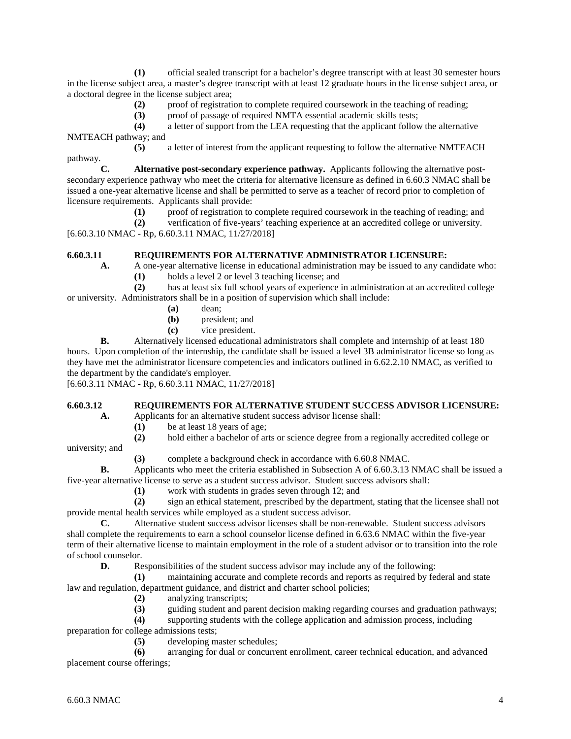**(1)** official sealed transcript for a bachelor's degree transcript with at least 30 semester hours in the license subject area, a master's degree transcript with at least 12 graduate hours in the license subject area, or a doctoral degree in the license subject area;

**(2)** proof of registration to complete required coursework in the teaching of reading;

**(3)** proof of passage of required NMTA essential academic skills tests;

**(4)** a letter of support from the LEA requesting that the applicant follow the alternative NMTEACH pathway; and

**(5)** a letter of interest from the applicant requesting to follow the alternative NMTEACH pathway.

**C. Alternative post-secondary experience pathway.** Applicants following the alternative post-secondary experience pathway who meet the criteria for alternative licensure as defined in 6.60.3 NMAC shall be issued a one-year alternative license and shall be permitted to serve as a teacher of record prior to completion of licensure requirements. Applicants shall provide:

**(1)** proof of registration to complete required coursework in the teaching of reading; and

**(2)** verification of five-years' teaching experience at an accredited college or university.

[6.60.3.10 NMAC - Rp, 6.60.3.11 NMAC, 11/27/2018]

**6.60.3.11 REQUIREMENTS FOR ALTERNATIVE ADMINISTRATOR LICENSURE:**

**A.** A one-year alternative license in educational administration may be issued to any candidate who:

**(1)** holds a level 2 or level 3 teaching license; and

**(2)** has at least six full school years of experience in administration at an accredited college or university. Administrators shall be in a position of supervision which shall include:

**(a)** dean;

**(b)** president; and

**(c)** vice president.

**B.** Alternatively licensed educational administrators shall complete and internship of at least 180 hours. Upon completion of the internship, the candidate shall be issued a level 3B administrator license so long as they have met the administrator licensure competencies and indicators outlined in 6.62.2.10 NMAC, as verified to the department by the candidate's employer.

[6.60.3.11 NMAC - Rp, 6.60.3.11 NMAC, 11/27/2018]

**6.60.3.12 REQUIREMENTS FOR ALTERNATIVE STUDENT SUCCESS ADVISOR LICENSURE:**

**A.** Applicants for an alternative student success advisor license shall:

**(1)** be at least 18 years of age;

**(2)** hold either a bachelor of arts or science degree from a regionally accredited college or university; and

**(3)** complete a background check in accordance with 6.60.8 NMAC.

**B.** Applicants who meet the criteria established in Subsection A of 6.60.3.13 NMAC shall be issued a five-year alternative license to serve as a student success advisor. Student success advisors shall:

**(1)** work with students in grades seven through 12; and

**(2)** sign an ethical statement, prescribed by the department, stating that the licensee shall not provide mental health services while employed as a student success advisor.

**C.** Alternative student success advisor licenses shall be non-renewable. Student success advisors shall complete the requirements to earn a school counselor license defined in 6.63.6 NMAC within the five-year term of their alternative license to maintain employment in the role of a student advisor or to transition into the role of school counselor.

**D.** Responsibilities of the student success advisor may include any of the following:

**(1)** maintaining accurate and complete records and reports as required by federal and state law and regulation, department guidance, and district and charter school policies;

**(2)** analyzing transcripts;

**(3)** guiding student and parent decision making regarding courses and graduation pathways;

**(4)** supporting students with the college application and admission process, including preparation for college admissions tests;

**(5)** developing master schedules;

**(6)** arranging for dual or concurrent enrollment, career technical education, and advanced placement course offerings;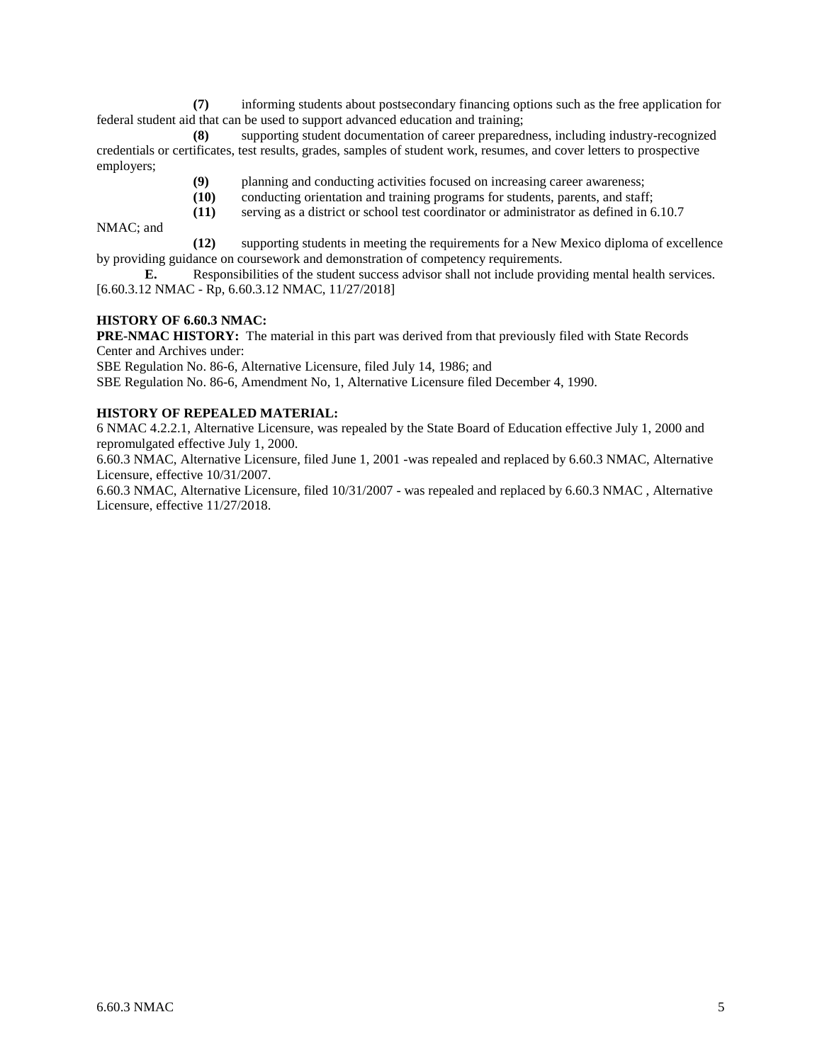**(7)** informing students about postsecondary financing options such as the free application for federal student aid that can be used to support advanced education and training;

**(8)** supporting student documentation of career preparedness, including industry-recognized credentials or certificates, test results, grades, samples of student work, resumes, and cover letters to prospective employers;

**(9)** planning and conducting activities focused on increasing career awareness;

**(10)** conducting orientation and training programs for students, parents, and staff;

**(11)** serving as a district or school test coordinator or administrator as defined in 6.10.7 NMAC; and

**(12)** supporting students in meeting the requirements for a New Mexico diploma of excellence by providing guidance on coursework and demonstration of competency requirements.

**E.** Responsibilities of the student success advisor shall not include providing mental health services.

[6.60.3.12 NMAC - Rp, 6.60.3.12 NMAC, 11/27/2018]

**HISTORY OF 6.60.3 NMAC:**

**PRE-NMAC HISTORY:** The material in this part was derived from that previously filed with State Records Center and Archives under:

SBE Regulation No. 86-6, Alternative Licensure, filed July 14, 1986; and

SBE Regulation No. 86-6, Amendment No, 1, Alternative Licensure filed December 4, 1990.

**HISTORY OF REPEALED MATERIAL:**

6 NMAC 4.2.2.1, Alternative Licensure, was repealed by the State Board of Education effective July 1, 2000 and repromulgated effective July 1, 2000.

6.60.3 NMAC, Alternative Licensure, filed June 1, 2001 -was repealed and replaced by 6.60.3 NMAC, Alternative Licensure, effective 10/31/2007.

6.60.3 NMAC, Alternative Licensure, filed 10/31/2007 - was repealed and replaced by 6.60.3 NMAC , Alternative Licensure, effective 11/27/2018.